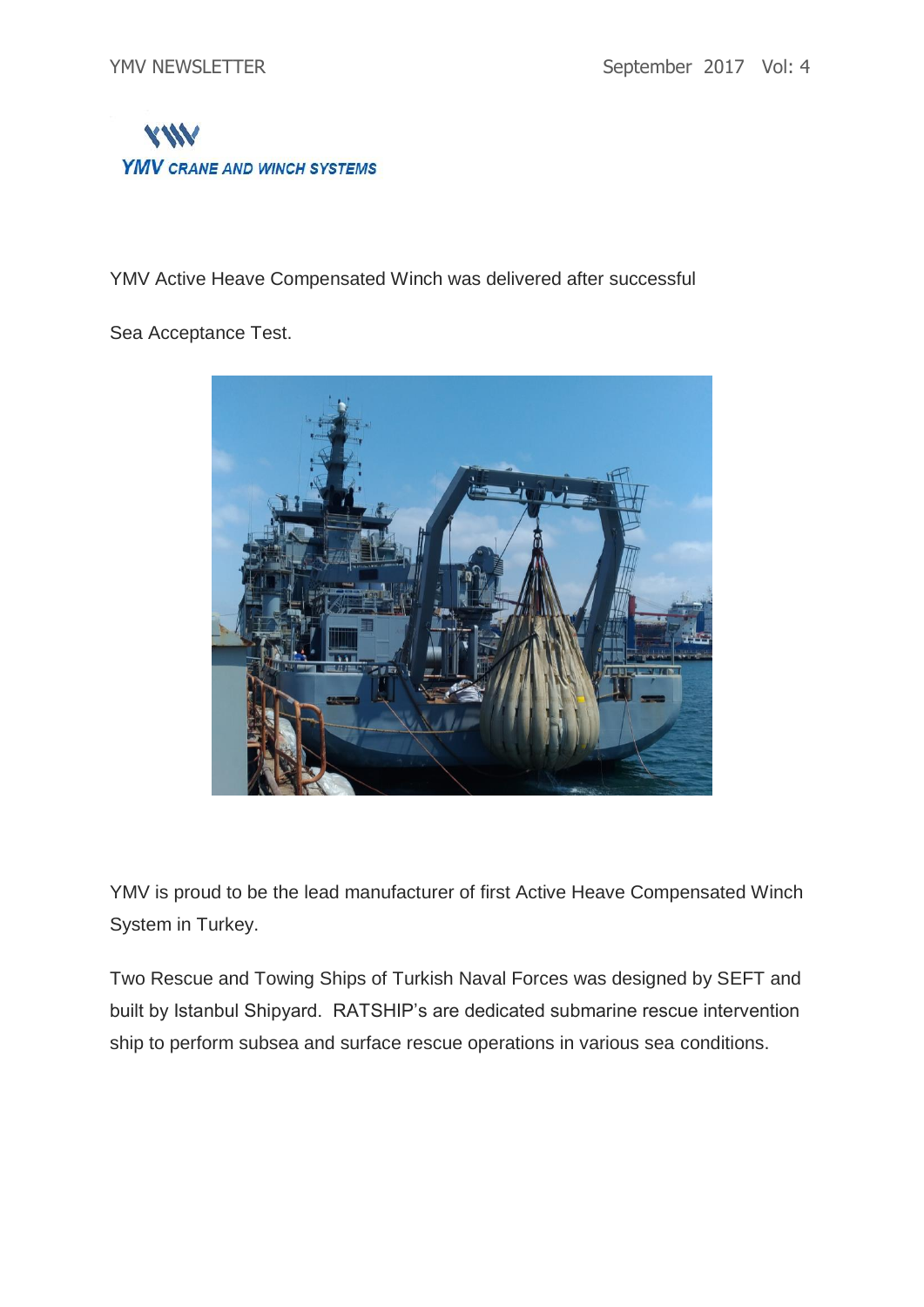YMV CRANE AND WINCH SYSTEMS

YMV Active Heave Compensated Winch was delivered after successful

Sea Acceptance Test.

YMV is proud to be the lead manufacturer of first Active Heave Compensated Winch System in Turkey.

Two Rescue and Towing Ships of Turkish Naval Forces was designed by SEFT and built by Istanbul Shipyard. RATSHIP's are dedicated submarine rescue intervention ship to perform subsea and surface rescue operations in various sea conditions.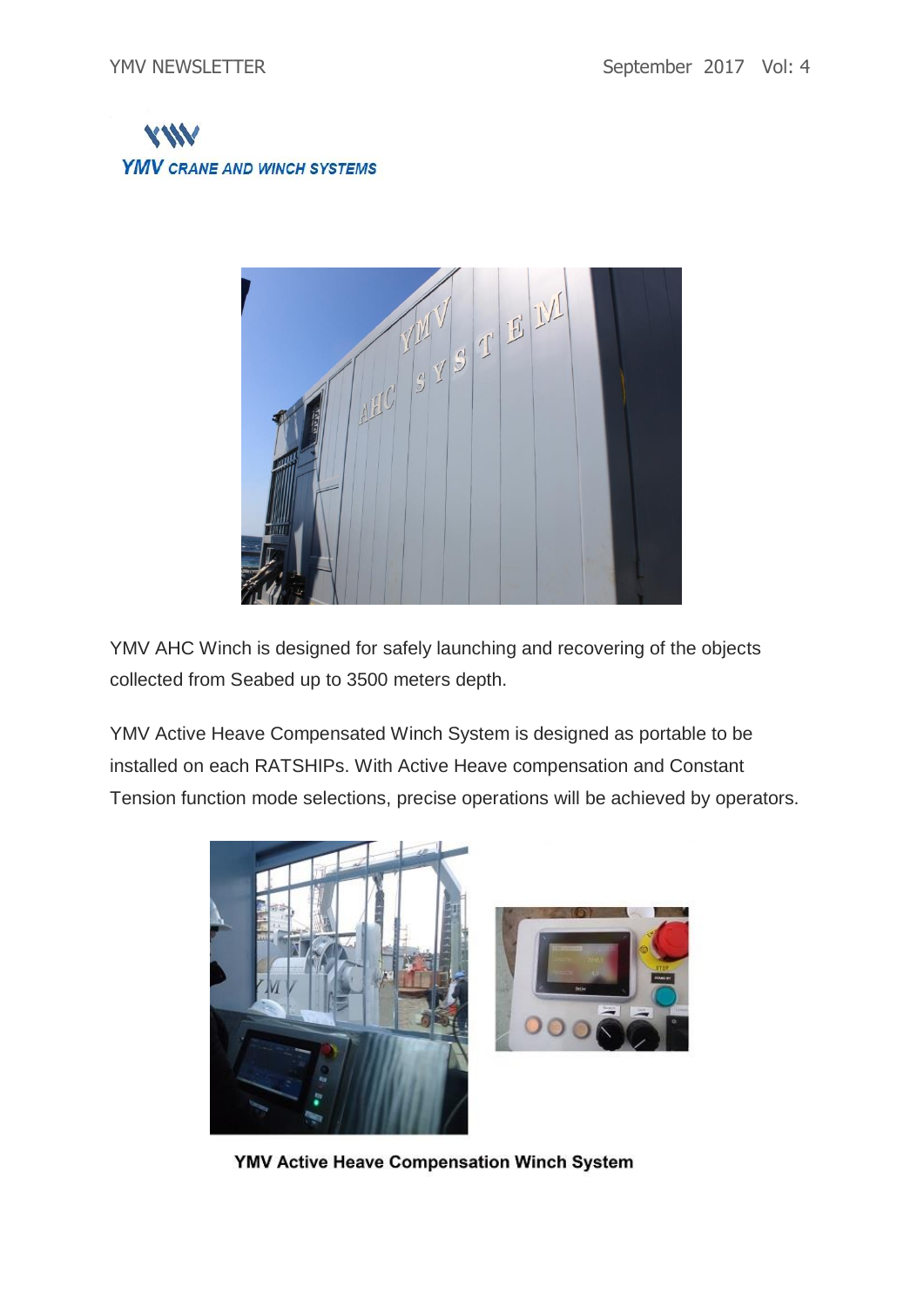YMV CRANE AND WINCH SYSTEMS

YMV AHC Winch is designed for safely launching and recovering of the objects collected from Seabed up to 3500 meters depth.

YMV Active Heave Compensated Winch System is designed as portable to be installed on each RATSHIPs. With Active Heave compensation and Constant Tension function mode selections, precise operations will be achieved by operators.

**YMV Active Heave Compensation Winch System**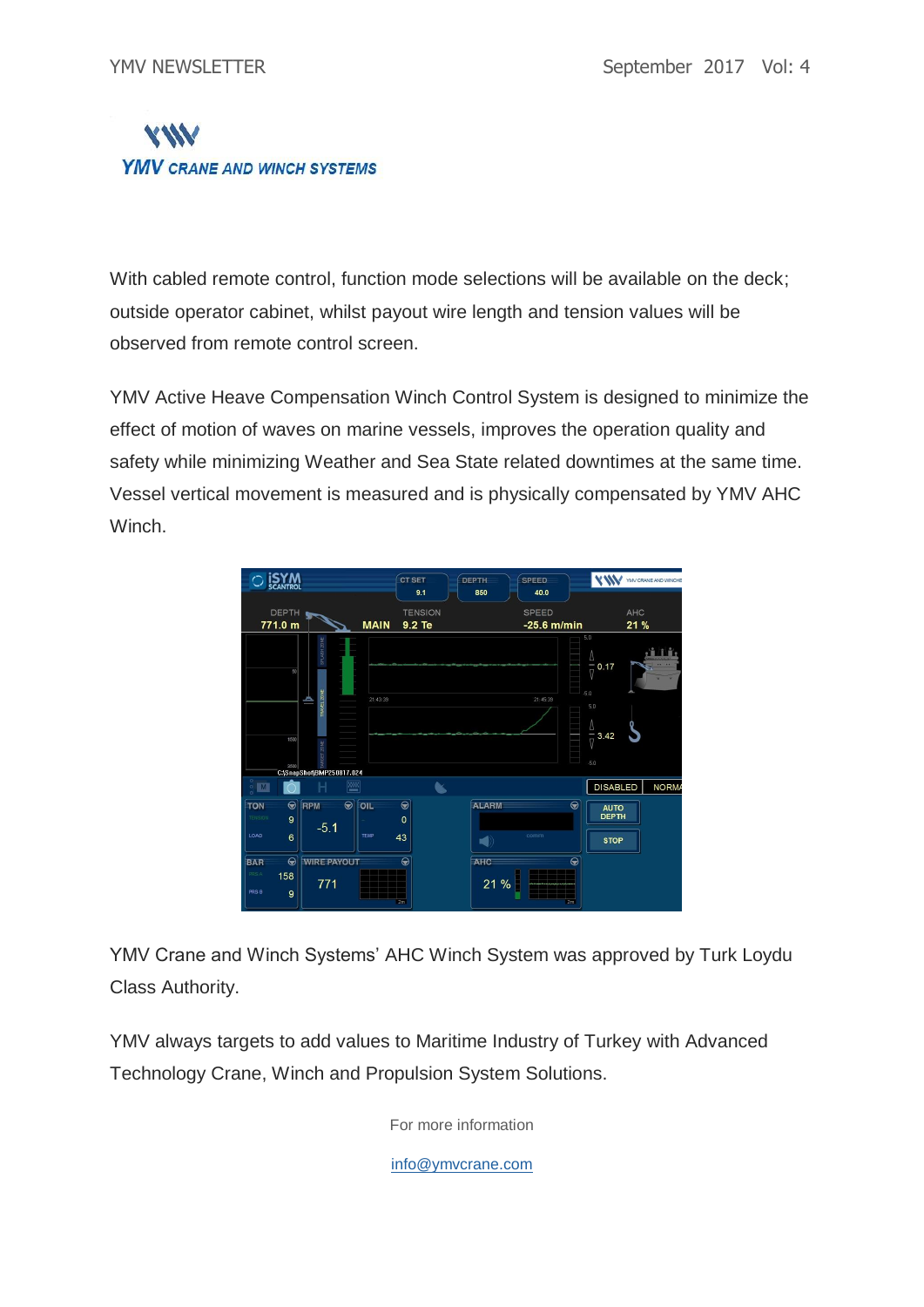![YMV Crane and Winch Systems logo]

**YMV CRANE AND WINCH SYSTEMS**

With cabled remote control, function mode selections will be available on the deck; outside operator cabinet, whilst payout wire length and tension values will be observed from remote control screen.

YMV Active Heave Compensation Winch Control System is designed to minimize the effect of motion of waves on marine vessels, improves the operation quality and safety while minimizing Weather and Sea State related downtimes at the same time. Vessel vertical movement is measured and is physically compensated by YMV AHC Winch.

YMV Crane and Winch Systems' AHC Winch System was approved by Turk Loydu Class Authority.

YMV always targets to add values to Maritime Industry of Turkey with Advanced Technology Crane, Winch and Propulsion System Solutions.

For more information

info@ymvcrane.com